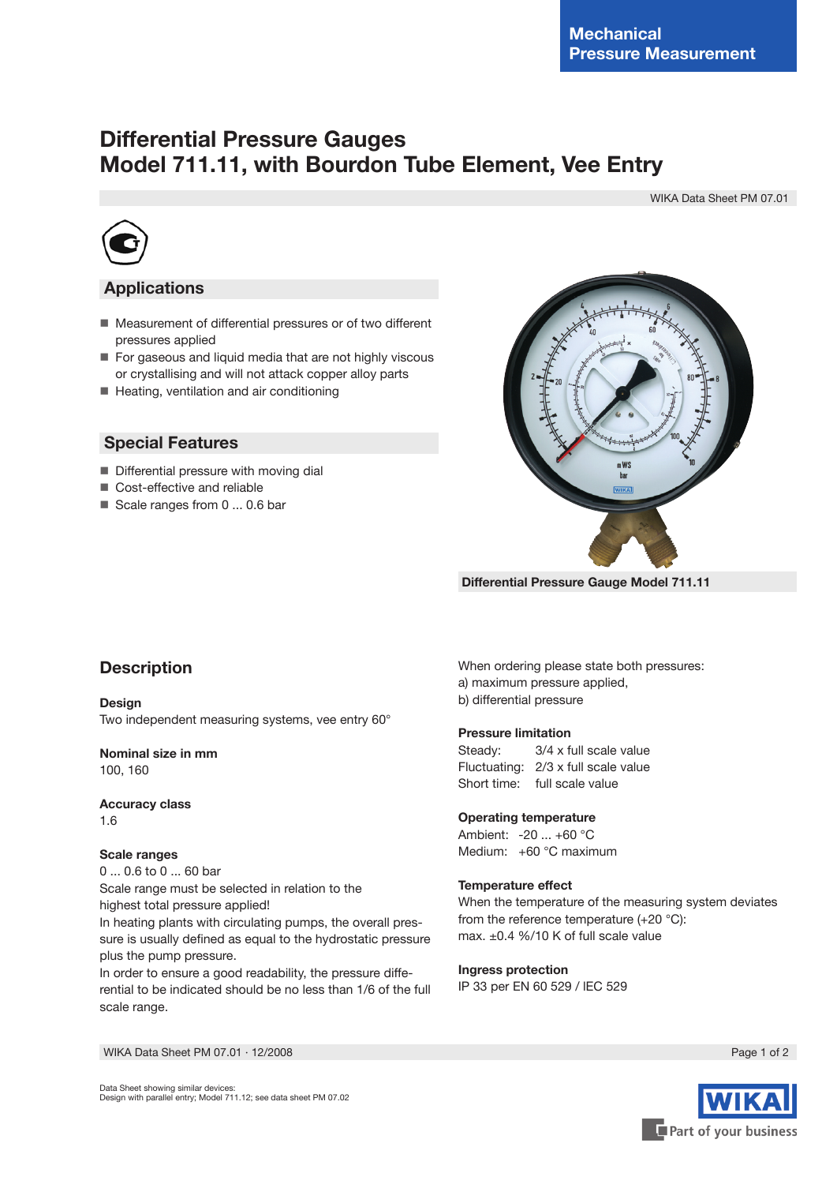Mechanical Pressure Measurement

# Differential Pressure Gauges
# Model 711.11, with Bourdon Tube Element, Vee Entry

WIKA Data Sheet PM 07.01

## Applications

- Measurement of differential pressures or of two different pressures applied
- For gaseous and liquid media that are not highly viscous or crystallising and will not attack copper alloy parts
- Heating, ventilation and air conditioning

## Special Features

- Differential pressure with moving dial
- Cost-effective and reliable
- Scale ranges from 0 ... 0.6 bar

**Differential Pressure Gauge Model 711.11**

## Description

**Design**
Two independent measuring systems, vee entry 60°

**Nominal size in mm**
100, 160

**Accuracy class**
1.6

**Scale ranges**
0 ... 0.6 to 0 ... 60 bar
Scale range must be selected in relation to the highest total pressure applied!
In heating plants with circulating pumps, the overall pressure is usually defined as equal to the hydrostatic pressure plus the pump pressure.
In order to ensure a good readability, the pressure differential to be indicated should be no less than 1/6 of the full scale range.

When ordering please state both pressures:
a) maximum pressure applied,
b) differential pressure

**Pressure limitation**
Steady: 3/4 x full scale value
Fluctuating: 2/3 x full scale value
Short time: full scale value

**Operating temperature**
Ambient: -20 ... +60 °C
Medium: +60 °C maximum

**Temperature effect**
When the temperature of the measuring system deviates from the reference temperature (+20 °C):
max. ±0.4 %/10 K of full scale value

**Ingress protection**
IP 33 per EN 60 529 / IEC 529

Data Sheet showing similar devices:
Design with parallel entry; Model 711.12; see data sheet PM 07.02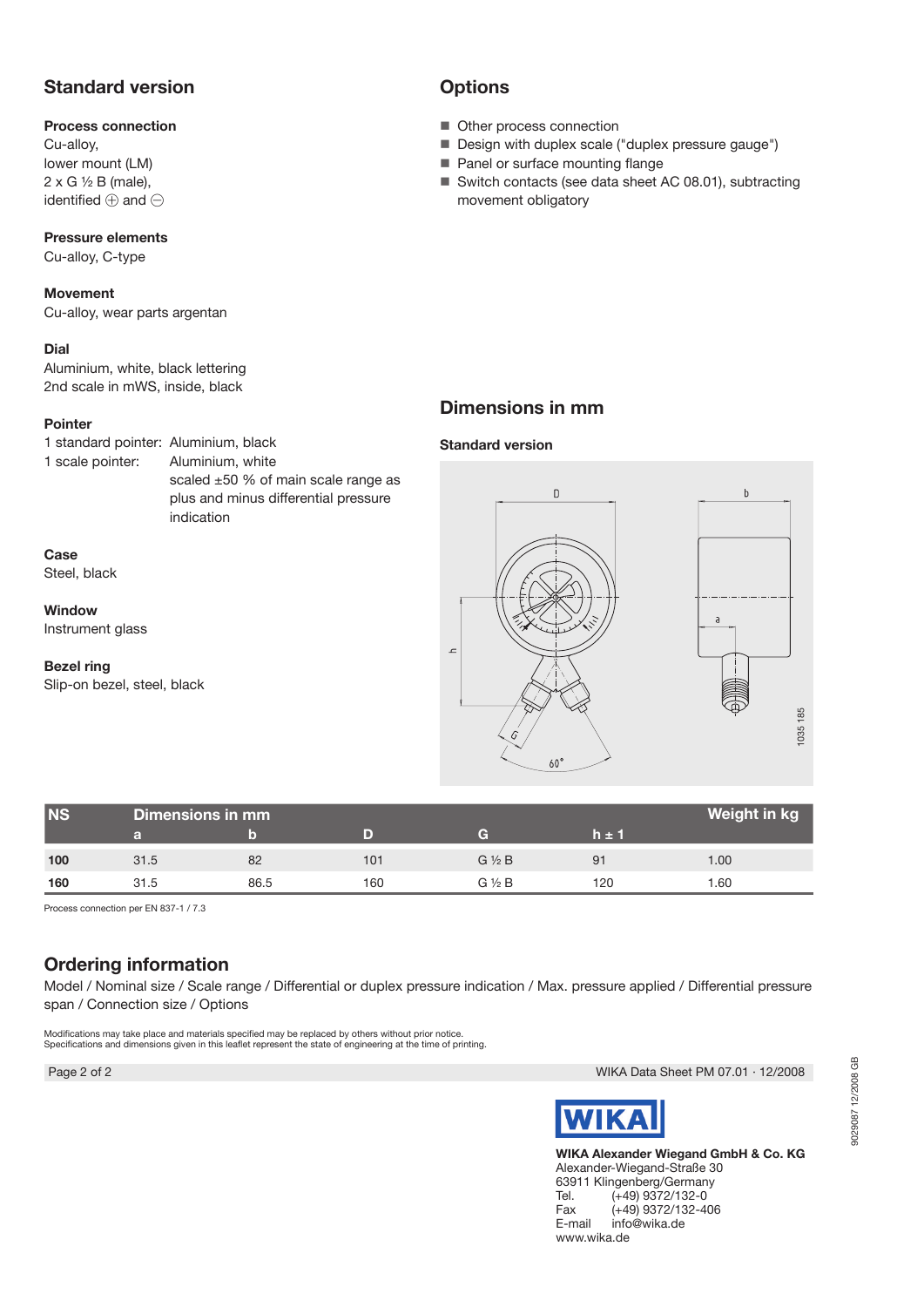## Standard version

**Process connection**
Cu-alloy,
lower mount (LM)
2 x G ½ B (male),
identified ⊕ and ⊖

**Pressure elements**
Cu-alloy, C-type

**Movement**
Cu-alloy, wear parts argentan

**Dial**
Aluminium, white, black lettering
2nd scale in mWS, inside, black

**Pointer**
1 standard pointer: Aluminium, black
1 scale pointer: Aluminium, white
scaled ±50 % of main scale range as plus and minus differential pressure indication

**Case**
Steel, black

**Window**
Instrument glass

**Bezel ring**
Slip-on bezel, steel, black

## Options

- Other process connection
- Design with duplex scale ("duplex pressure gauge")
- Panel or surface mounting flange
- Switch contacts (see data sheet AC 08.01), subtracting movement obligatory

## Dimensions in mm

**Standard version**

D
b
a
h
G
60°
1035 185

| NS | Dimensions in mm | | | | | Weight in kg |
|---|---|---|---|---|---|---|
| | a | b | D | G | h ± 1 | |
| **100** | 31.5 | 82 | 101 | G ½ B | 91 | 1.00 |
| **160** | 31.5 | 86.5 | 160 | G ½ B | 120 | 1.60 |

Process connection per EN 837-1 / 7.3

## Ordering information

Model / Nominal size / Scale range / Differential or duplex pressure indication / Max. pressure applied / Differential pressure span / Connection size / Options

Modifications may take place and materials specified may be replaced by others without prior notice.
Specifications and dimensions given in this leaflet represent the state of engineering at the time of printing.

WIKA

**WIKA Alexander Wiegand GmbH & Co. KG**
Alexander-Wiegand-Straße 30
63911 Klingenberg/Germany
Tel. (+49) 9372/132-0
Fax (+49) 9372/132-406
E-mail info@wika.de
www.wika.de

9029087 12/2008 GB